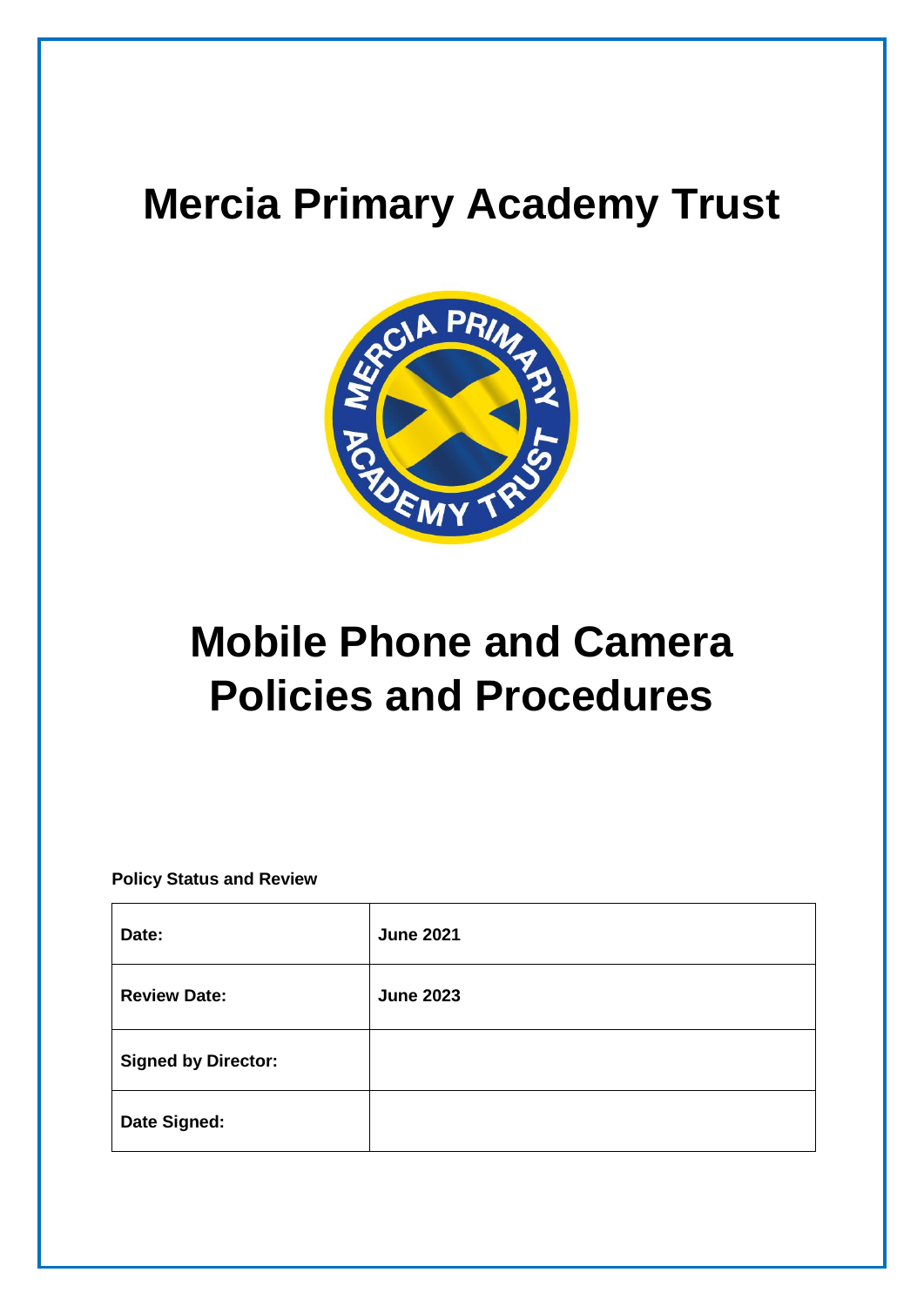# Mercia Primary Academy Trust

# Mobile Phone and Camera Policies and Procedures

**Policy Status and Review**

| | |
|---|---|
| **Date:** | **June 2021** |
| **Review Date:** | **June 2023** |
| **Signed by Director:** | |
| **Date Signed:** | |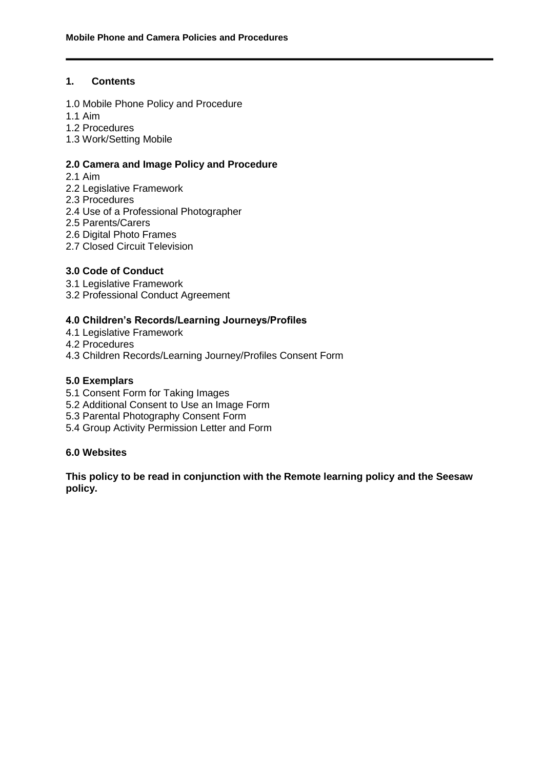## 1. Contents

1.0 Mobile Phone Policy and Procedure
1.1 Aim
1.2 Procedures
1.3 Work/Setting Mobile

**2.0 Camera and Image Policy and Procedure**
2.1 Aim
2.2 Legislative Framework
2.3 Procedures
2.4 Use of a Professional Photographer
2.5 Parents/Carers
2.6 Digital Photo Frames
2.7 Closed Circuit Television

**3.0 Code of Conduct**
3.1 Legislative Framework
3.2 Professional Conduct Agreement

**4.0 Children's Records/Learning Journeys/Profiles**
4.1 Legislative Framework
4.2 Procedures
4.3 Children Records/Learning Journey/Profiles Consent Form

**5.0 Exemplars**
5.1 Consent Form for Taking Images
5.2 Additional Consent to Use an Image Form
5.3 Parental Photography Consent Form
5.4 Group Activity Permission Letter and Form

**6.0 Websites**

**This policy to be read in conjunction with the Remote learning policy and the Seesaw policy.**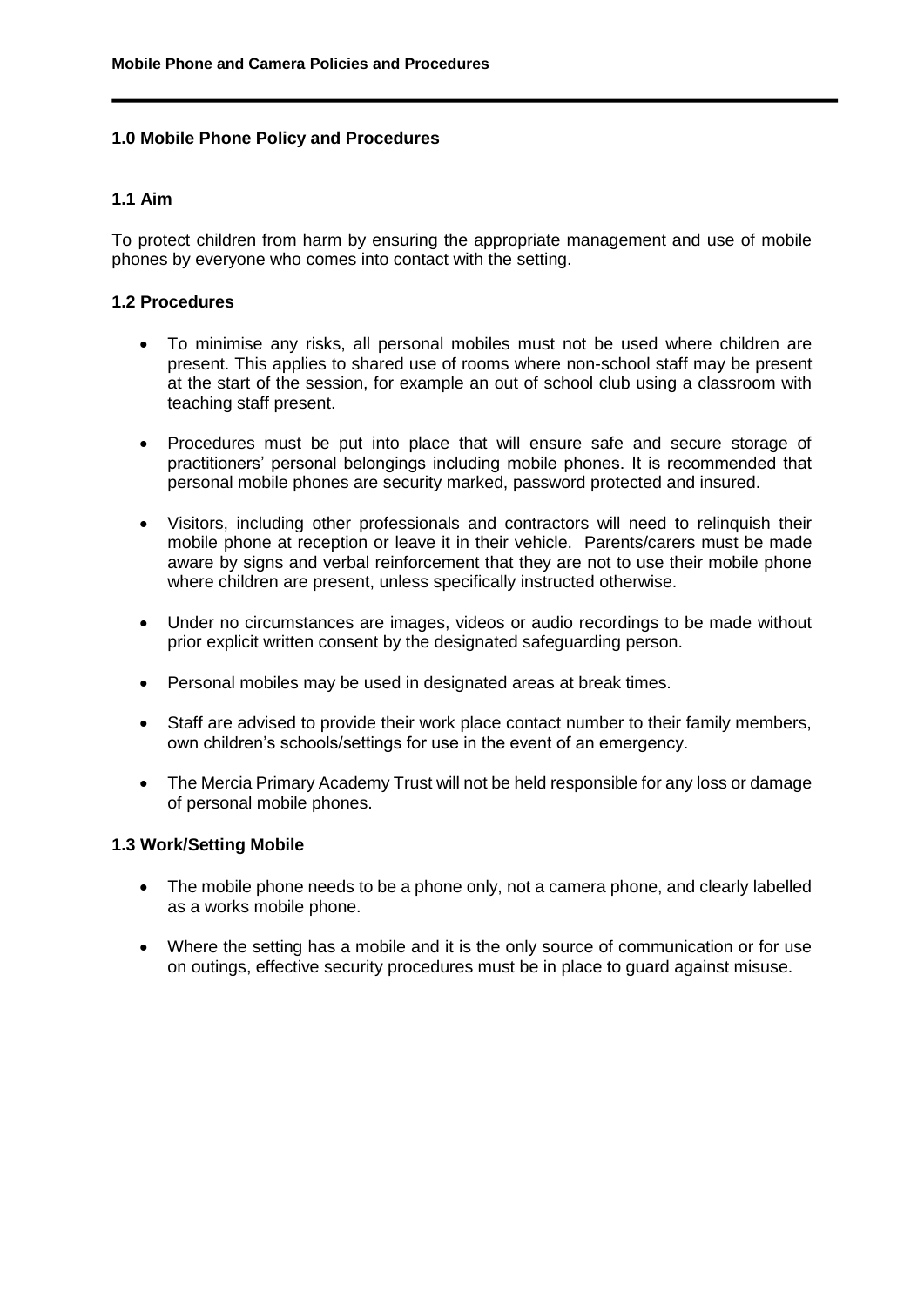## 1.0 Mobile Phone Policy and Procedures

### 1.1 Aim

To protect children from harm by ensuring the appropriate management and use of mobile phones by everyone who comes into contact with the setting.

### 1.2 Procedures

- To minimise any risks, all personal mobiles must not be used where children are present. This applies to shared use of rooms where non-school staff may be present at the start of the session, for example an out of school club using a classroom with teaching staff present.
- Procedures must be put into place that will ensure safe and secure storage of practitioners' personal belongings including mobile phones. It is recommended that personal mobile phones are security marked, password protected and insured.
- Visitors, including other professionals and contractors will need to relinquish their mobile phone at reception or leave it in their vehicle. Parents/carers must be made aware by signs and verbal reinforcement that they are not to use their mobile phone where children are present, unless specifically instructed otherwise.
- Under no circumstances are images, videos or audio recordings to be made without prior explicit written consent by the designated safeguarding person.
- Personal mobiles may be used in designated areas at break times.
- Staff are advised to provide their work place contact number to their family members, own children's schools/settings for use in the event of an emergency.
- The Mercia Primary Academy Trust will not be held responsible for any loss or damage of personal mobile phones.

### 1.3 Work/Setting Mobile

- The mobile phone needs to be a phone only, not a camera phone, and clearly labelled as a works mobile phone.
- Where the setting has a mobile and it is the only source of communication or for use on outings, effective security procedures must be in place to guard against misuse.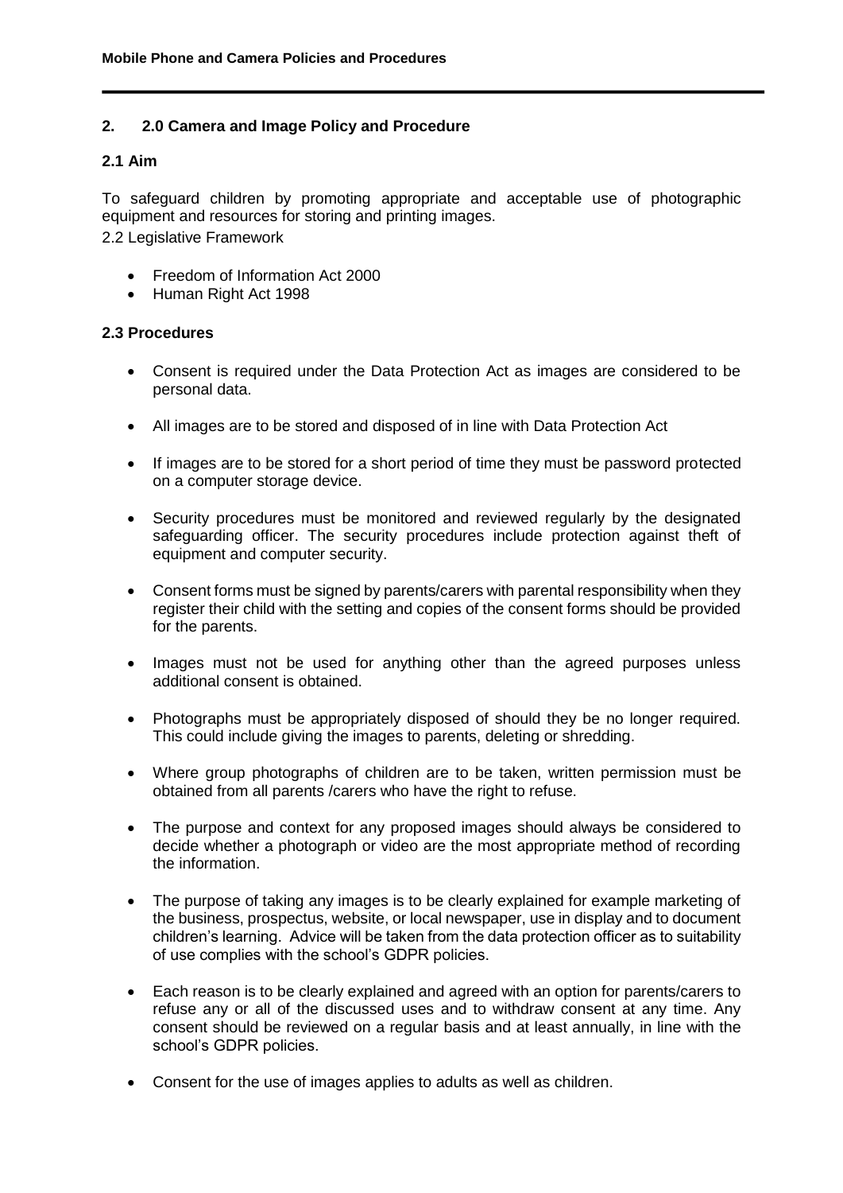## 2. 2.0 Camera and Image Policy and Procedure

### 2.1 Aim

To safeguard children by promoting appropriate and acceptable use of photographic equipment and resources for storing and printing images.

2.2 Legislative Framework

- Freedom of Information Act 2000
- Human Right Act 1998

### 2.3 Procedures

- Consent is required under the Data Protection Act as images are considered to be personal data.
- All images are to be stored and disposed of in line with Data Protection Act
- If images are to be stored for a short period of time they must be password protected on a computer storage device.
- Security procedures must be monitored and reviewed regularly by the designated safeguarding officer. The security procedures include protection against theft of equipment and computer security.
- Consent forms must be signed by parents/carers with parental responsibility when they register their child with the setting and copies of the consent forms should be provided for the parents.
- Images must not be used for anything other than the agreed purposes unless additional consent is obtained.
- Photographs must be appropriately disposed of should they be no longer required. This could include giving the images to parents, deleting or shredding.
- Where group photographs of children are to be taken, written permission must be obtained from all parents /carers who have the right to refuse.
- The purpose and context for any proposed images should always be considered to decide whether a photograph or video are the most appropriate method of recording the information.
- The purpose of taking any images is to be clearly explained for example marketing of the business, prospectus, website, or local newspaper, use in display and to document children's learning. Advice will be taken from the data protection officer as to suitability of use complies with the school's GDPR policies.
- Each reason is to be clearly explained and agreed with an option for parents/carers to refuse any or all of the discussed uses and to withdraw consent at any time. Any consent should be reviewed on a regular basis and at least annually, in line with the school's GDPR policies.
- Consent for the use of images applies to adults as well as children.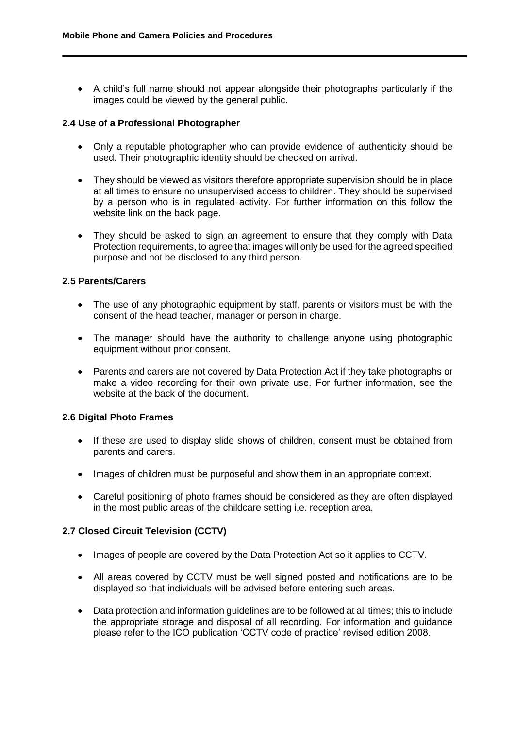- A child's full name should not appear alongside their photographs particularly if the images could be viewed by the general public.

### 2.4 Use of a Professional Photographer

- Only a reputable photographer who can provide evidence of authenticity should be used. Their photographic identity should be checked on arrival.

- They should be viewed as visitors therefore appropriate supervision should be in place at all times to ensure no unsupervised access to children. They should be supervised by a person who is in regulated activity. For further information on this follow the website link on the back page.

- They should be asked to sign an agreement to ensure that they comply with Data Protection requirements, to agree that images will only be used for the agreed specified purpose and not be disclosed to any third person.

### 2.5 Parents/Carers

- The use of any photographic equipment by staff, parents or visitors must be with the consent of the head teacher, manager or person in charge.

- The manager should have the authority to challenge anyone using photographic equipment without prior consent.

- Parents and carers are not covered by Data Protection Act if they take photographs or make a video recording for their own private use. For further information, see the website at the back of the document.

### 2.6 Digital Photo Frames

- If these are used to display slide shows of children, consent must be obtained from parents and carers.

- Images of children must be purposeful and show them in an appropriate context.

- Careful positioning of photo frames should be considered as they are often displayed in the most public areas of the childcare setting i.e. reception area.

### 2.7 Closed Circuit Television (CCTV)

- Images of people are covered by the Data Protection Act so it applies to CCTV.

- All areas covered by CCTV must be well signed posted and notifications are to be displayed so that individuals will be advised before entering such areas.

- Data protection and information guidelines are to be followed at all times; this to include the appropriate storage and disposal of all recording. For information and guidance please refer to the ICO publication 'CCTV code of practice' revised edition 2008.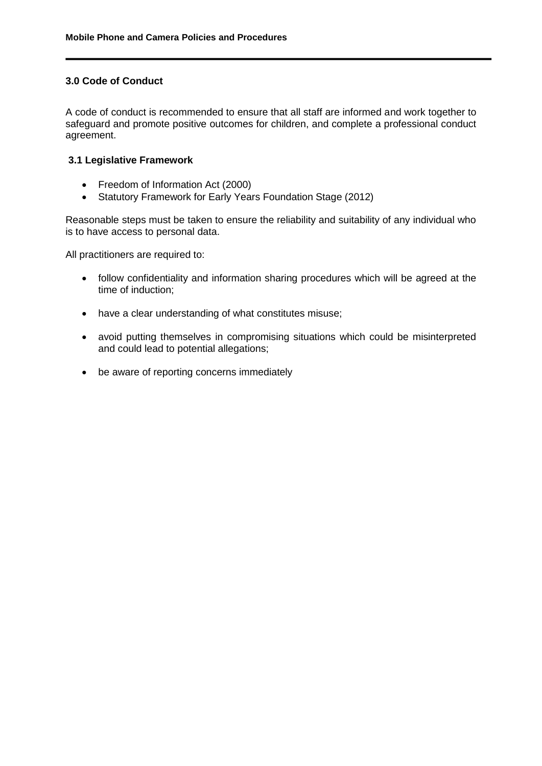## 3.0 Code of Conduct

A code of conduct is recommended to ensure that all staff are informed and work together to safeguard and promote positive outcomes for children, and complete a professional conduct agreement.

### 3.1 Legislative Framework

- Freedom of Information Act (2000)
- Statutory Framework for Early Years Foundation Stage (2012)

Reasonable steps must be taken to ensure the reliability and suitability of any individual who is to have access to personal data.

All practitioners are required to:

- follow confidentiality and information sharing procedures which will be agreed at the time of induction;
- have a clear understanding of what constitutes misuse;
- avoid putting themselves in compromising situations which could be misinterpreted and could lead to potential allegations;
- be aware of reporting concerns immediately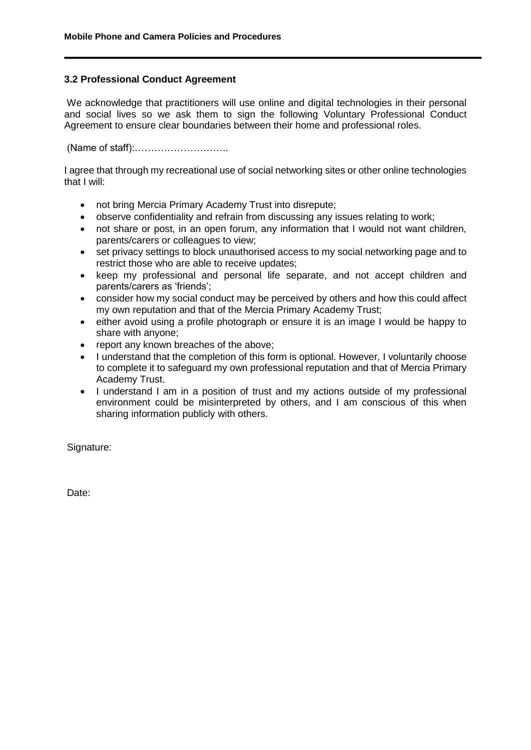### 3.2 Professional Conduct Agreement

We acknowledge that practitioners will use online and digital technologies in their personal and social lives so we ask them to sign the following Voluntary Professional Conduct Agreement to ensure clear boundaries between their home and professional roles.

(Name of staff):………………………..

I agree that through my recreational use of social networking sites or other online technologies that I will:

- not bring Mercia Primary Academy Trust into disrepute;
- observe confidentiality and refrain from discussing any issues relating to work;
- not share or post, in an open forum, any information that I would not want children, parents/carers or colleagues to view;
- set privacy settings to block unauthorised access to my social networking page and to restrict those who are able to receive updates;
- keep my professional and personal life separate, and not accept children and parents/carers as 'friends';
- consider how my social conduct may be perceived by others and how this could affect my own reputation and that of the Mercia Primary Academy Trust;
- either avoid using a profile photograph or ensure it is an image I would be happy to share with anyone;
- report any known breaches of the above;
- I understand that the completion of this form is optional. However, I voluntarily choose to complete it to safeguard my own professional reputation and that of Mercia Primary Academy Trust.
- I understand I am in a position of trust and my actions outside of my professional environment could be misinterpreted by others, and I am conscious of this when sharing information publicly with others.

Signature:

Date: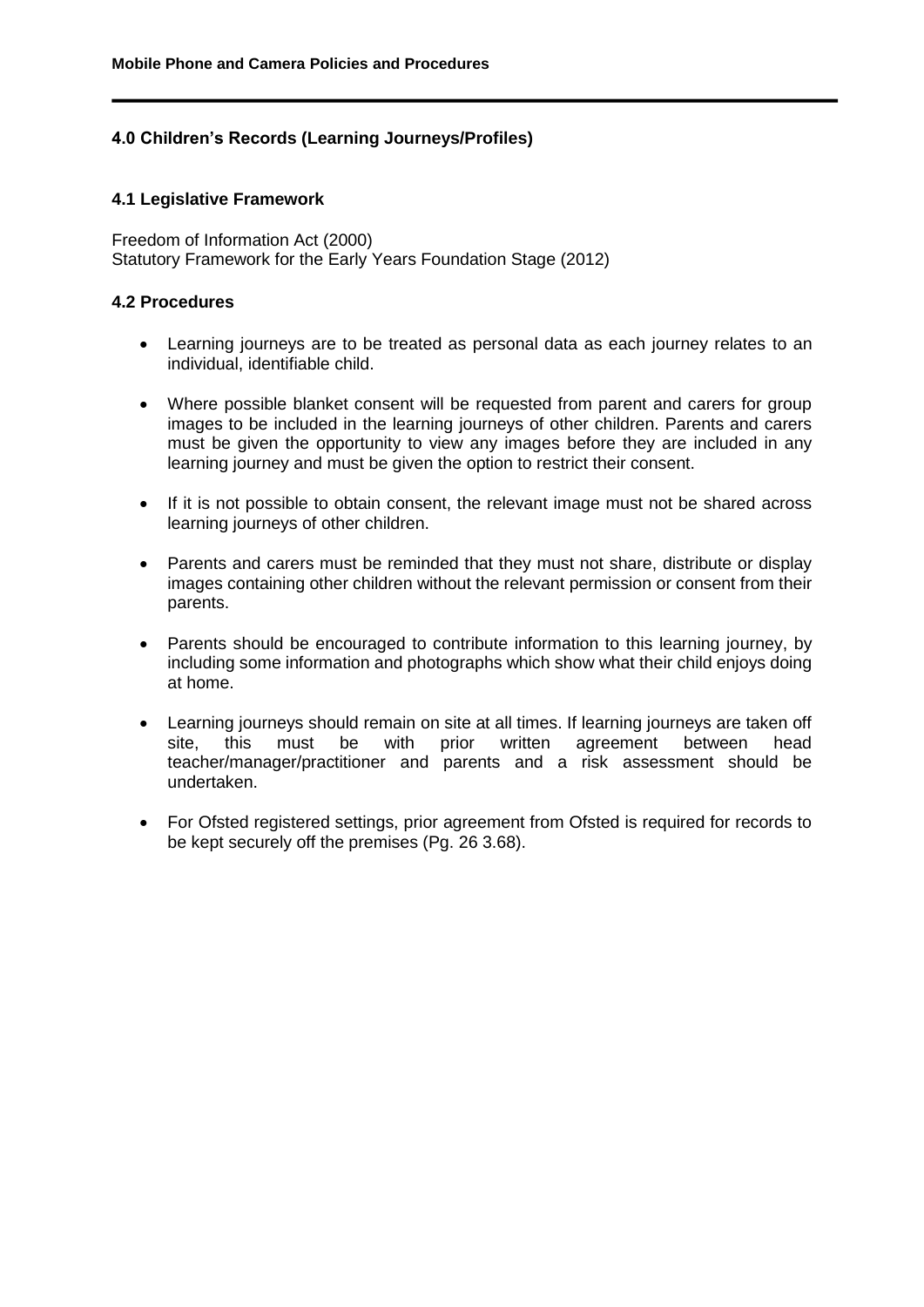## 4.0 Children's Records (Learning Journeys/Profiles)

### 4.1 Legislative Framework

Freedom of Information Act (2000)
Statutory Framework for the Early Years Foundation Stage (2012)

### 4.2 Procedures

- Learning journeys are to be treated as personal data as each journey relates to an individual, identifiable child.
- Where possible blanket consent will be requested from parent and carers for group images to be included in the learning journeys of other children. Parents and carers must be given the opportunity to view any images before they are included in any learning journey and must be given the option to restrict their consent.
- If it is not possible to obtain consent, the relevant image must not be shared across learning journeys of other children.
- Parents and carers must be reminded that they must not share, distribute or display images containing other children without the relevant permission or consent from their parents.
- Parents should be encouraged to contribute information to this learning journey, by including some information and photographs which show what their child enjoys doing at home.
- Learning journeys should remain on site at all times. If learning journeys are taken off site, this must be with prior written agreement between head teacher/manager/practitioner and parents and a risk assessment should be undertaken.
- For Ofsted registered settings, prior agreement from Ofsted is required for records to be kept securely off the premises (Pg. 26 3.68).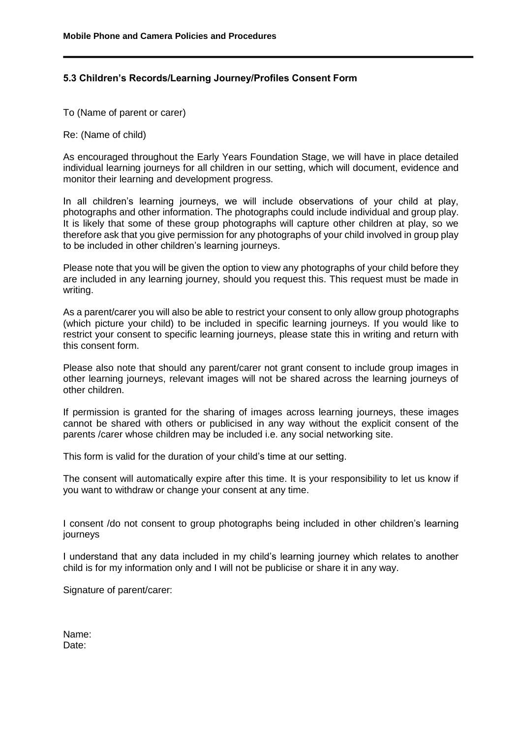### 5.3 Children's Records/Learning Journey/Profiles Consent Form

To (Name of parent or carer)

Re: (Name of child)

As encouraged throughout the Early Years Foundation Stage, we will have in place detailed individual learning journeys for all children in our setting, which will document, evidence and monitor their learning and development progress.

In all children's learning journeys, we will include observations of your child at play, photographs and other information. The photographs could include individual and group play. It is likely that some of these group photographs will capture other children at play, so we therefore ask that you give permission for any photographs of your child involved in group play to be included in other children's learning journeys.

Please note that you will be given the option to view any photographs of your child before they are included in any learning journey, should you request this. This request must be made in writing.

As a parent/carer you will also be able to restrict your consent to only allow group photographs (which picture your child) to be included in specific learning journeys. If you would like to restrict your consent to specific learning journeys, please state this in writing and return with this consent form.

Please also note that should any parent/carer not grant consent to include group images in other learning journeys, relevant images will not be shared across the learning journeys of other children.

If permission is granted for the sharing of images across learning journeys, these images cannot be shared with others or publicised in any way without the explicit consent of the parents /carer whose children may be included i.e. any social networking site.

This form is valid for the duration of your child's time at our setting.

The consent will automatically expire after this time. It is your responsibility to let us know if you want to withdraw or change your consent at any time.

I consent /do not consent to group photographs being included in other children's learning journeys

I understand that any data included in my child's learning journey which relates to another child is for my information only and I will not be publicise or share it in any way.

Signature of parent/carer:

Name:
Date: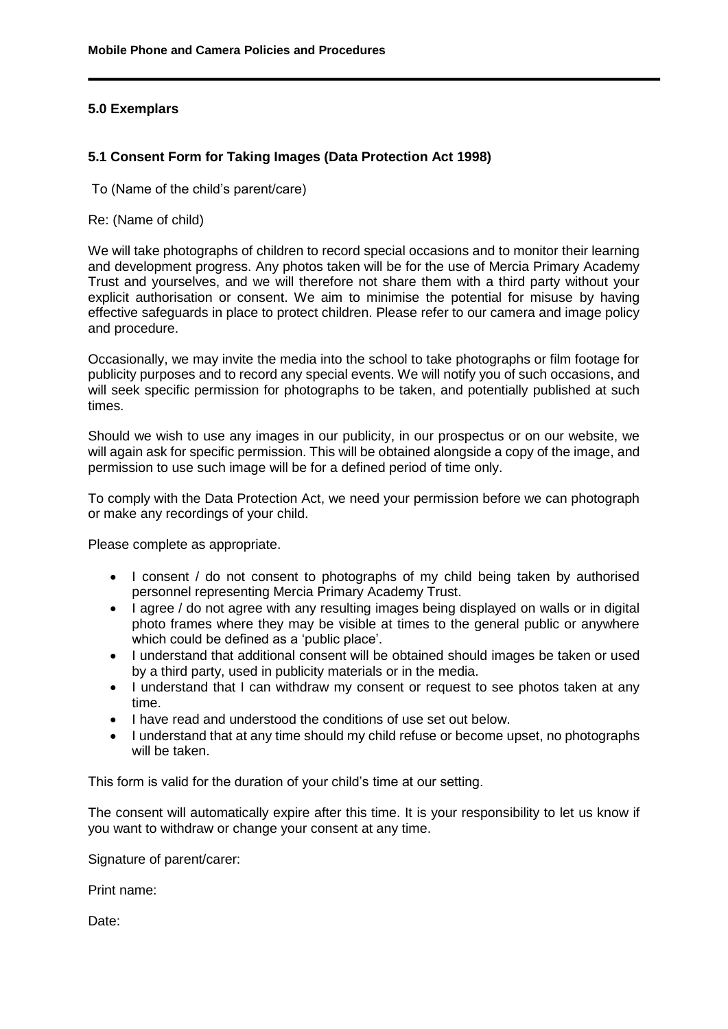## 5.0 Exemplars

### 5.1 Consent Form for Taking Images (Data Protection Act 1998)

To (Name of the child's parent/care)

Re: (Name of child)

We will take photographs of children to record special occasions and to monitor their learning and development progress. Any photos taken will be for the use of Mercia Primary Academy Trust and yourselves, and we will therefore not share them with a third party without your explicit authorisation or consent. We aim to minimise the potential for misuse by having effective safeguards in place to protect children. Please refer to our camera and image policy and procedure.

Occasionally, we may invite the media into the school to take photographs or film footage for publicity purposes and to record any special events. We will notify you of such occasions, and will seek specific permission for photographs to be taken, and potentially published at such times.

Should we wish to use any images in our publicity, in our prospectus or on our website, we will again ask for specific permission. This will be obtained alongside a copy of the image, and permission to use such image will be for a defined period of time only.

To comply with the Data Protection Act, we need your permission before we can photograph or make any recordings of your child.

Please complete as appropriate.

- I consent / do not consent to photographs of my child being taken by authorised personnel representing Mercia Primary Academy Trust.
- I agree / do not agree with any resulting images being displayed on walls or in digital photo frames where they may be visible at times to the general public or anywhere which could be defined as a 'public place'.
- I understand that additional consent will be obtained should images be taken or used by a third party, used in publicity materials or in the media.
- I understand that I can withdraw my consent or request to see photos taken at any time.
- I have read and understood the conditions of use set out below.
- I understand that at any time should my child refuse or become upset, no photographs will be taken.

This form is valid for the duration of your child's time at our setting.

The consent will automatically expire after this time. It is your responsibility to let us know if you want to withdraw or change your consent at any time.

Signature of parent/carer:

Print name:

Date: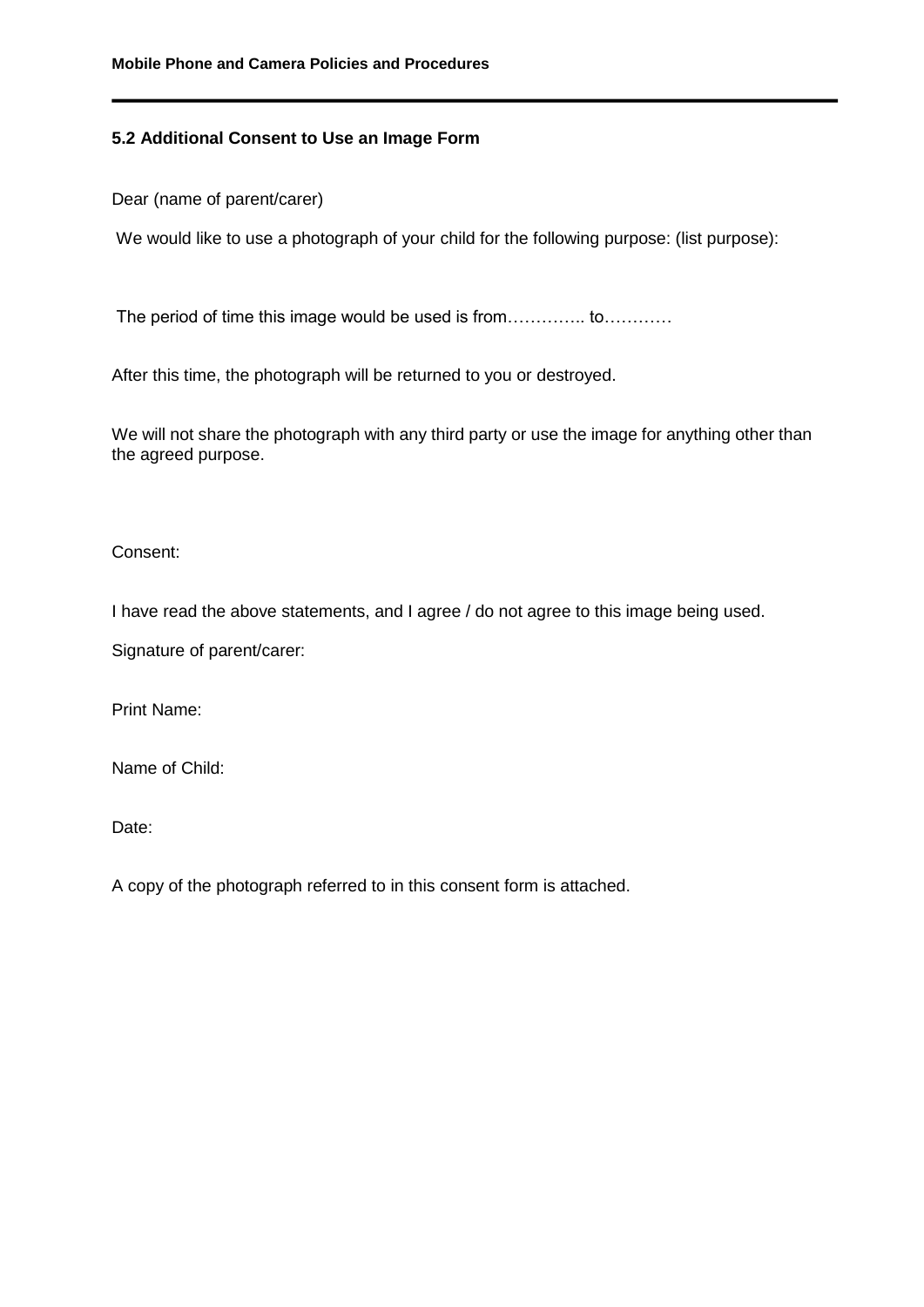### 5.2 Additional Consent to Use an Image Form

Dear (name of parent/carer)

We would like to use a photograph of your child for the following purpose: (list purpose):

The period of time this image would be used is from………….. to…………

After this time, the photograph will be returned to you or destroyed.

We will not share the photograph with any third party or use the image for anything other than the agreed purpose.

Consent:

I have read the above statements, and I agree / do not agree to this image being used.

Signature of parent/carer:

Print Name:

Name of Child:

Date:

A copy of the photograph referred to in this consent form is attached.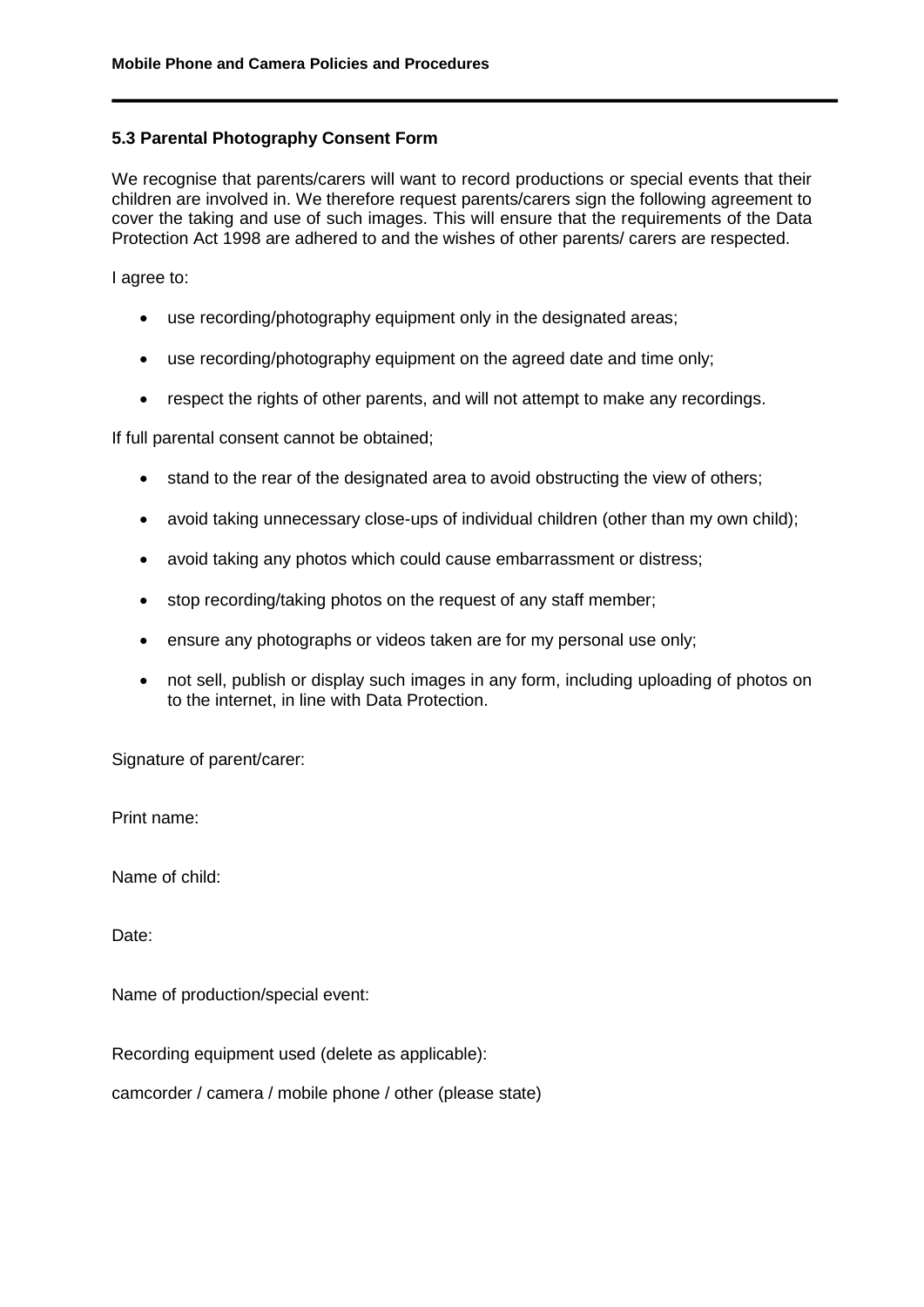### 5.3 Parental Photography Consent Form

We recognise that parents/carers will want to record productions or special events that their children are involved in. We therefore request parents/carers sign the following agreement to cover the taking and use of such images. This will ensure that the requirements of the Data Protection Act 1998 are adhered to and the wishes of other parents/ carers are respected.

I agree to:

- use recording/photography equipment only in the designated areas;
- use recording/photography equipment on the agreed date and time only;
- respect the rights of other parents, and will not attempt to make any recordings.

If full parental consent cannot be obtained;

- stand to the rear of the designated area to avoid obstructing the view of others;
- avoid taking unnecessary close-ups of individual children (other than my own child);
- avoid taking any photos which could cause embarrassment or distress;
- stop recording/taking photos on the request of any staff member;
- ensure any photographs or videos taken are for my personal use only;
- not sell, publish or display such images in any form, including uploading of photos on to the internet, in line with Data Protection.

Signature of parent/carer:

Print name:

Name of child:

Date:

Name of production/special event:

Recording equipment used (delete as applicable):

camcorder / camera / mobile phone / other (please state)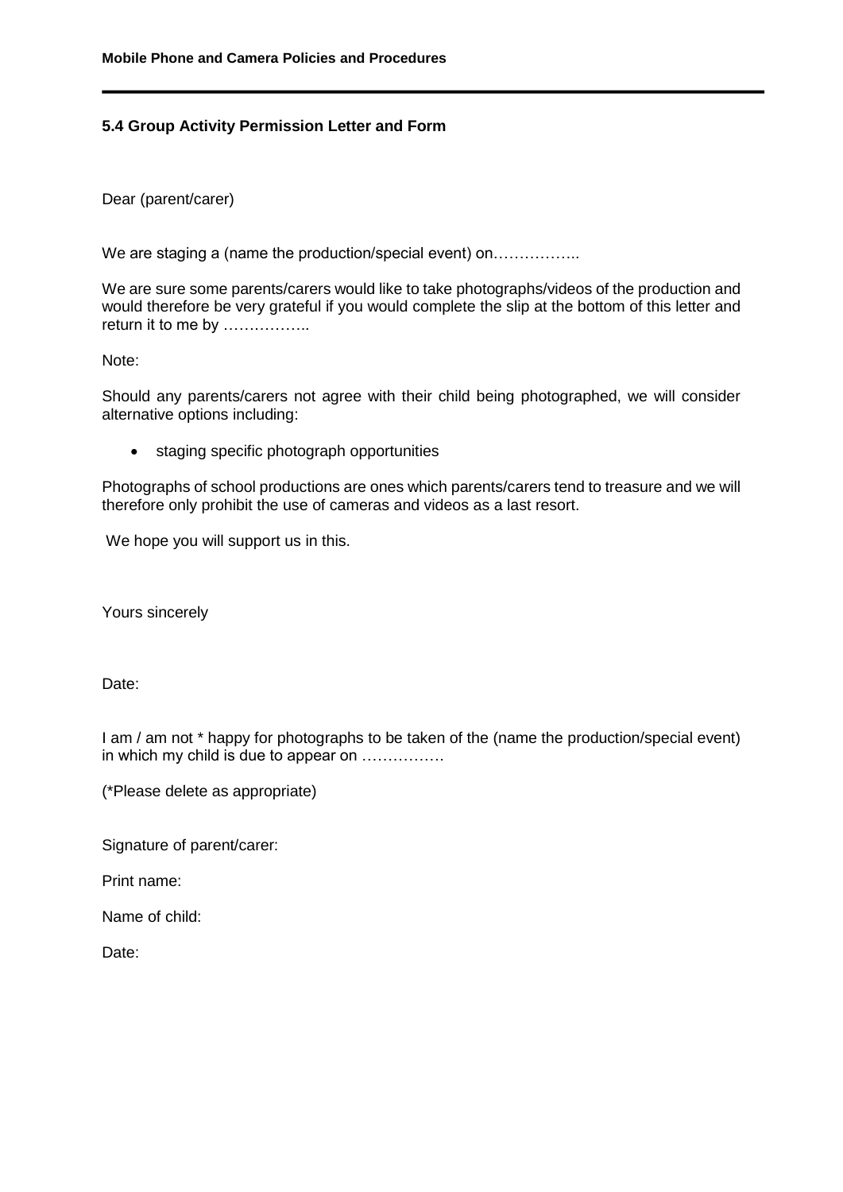### 5.4 Group Activity Permission Letter and Form

Dear (parent/carer)

We are staging a (name the production/special event) on……………..

We are sure some parents/carers would like to take photographs/videos of the production and would therefore be very grateful if you would complete the slip at the bottom of this letter and return it to me by ……………..

Note:

Should any parents/carers not agree with their child being photographed, we will consider alternative options including:

- staging specific photograph opportunities

Photographs of school productions are ones which parents/carers tend to treasure and we will therefore only prohibit the use of cameras and videos as a last resort.

We hope you will support us in this.

Yours sincerely

Date:

I am / am not * happy for photographs to be taken of the (name the production/special event) in which my child is due to appear on …………….

(*Please delete as appropriate)

Signature of parent/carer:

Print name:

Name of child:

Date: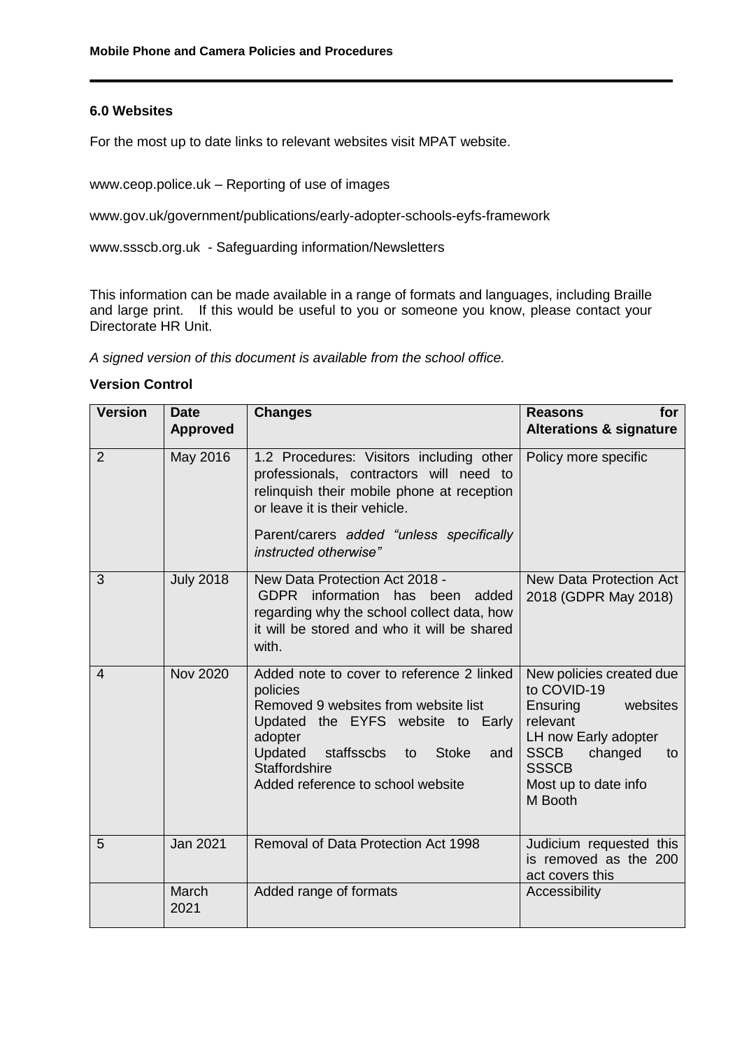### 6.0 Websites

For the most up to date links to relevant websites visit MPAT website.

www.ceop.police.uk – Reporting of use of images

www.gov.uk/government/publications/early-adopter-schools-eyfs-framework

www.ssscb.org.uk - Safeguarding information/Newsletters

This information can be made available in a range of formats and languages, including Braille and large print. If this would be useful to you or someone you know, please contact your Directorate HR Unit.

*A signed version of this document is available from the school office.*

**Version Control**

| Version | Date Approved | Changes | Reasons for Alterations & signature |
|---|---|---|---|
| 2 | May 2016 | 1.2 Procedures: Visitors including other professionals, contractors will need to relinquish their mobile phone at reception or leave it is their vehicle.<br>Parent/carers *added "unless specifically instructed otherwise"* | Policy more specific |
| 3 | July 2018 | New Data Protection Act 2018 - GDPR information has been added regarding why the school collect data, how it will be stored and who it will be shared with. | New Data Protection Act 2018 (GDPR May 2018) |
| 4 | Nov 2020 | Added note to cover to reference 2 linked policies<br>Removed 9 websites from website list<br>Updated the EYFS website to Early adopter<br>Updated staffsscbs to Stoke and Staffordshire<br>Added reference to school website | New policies created due to COVID-19<br>Ensuring websites relevant<br>LH now Early adopter<br>SSCB changed to SSSCB<br>Most up to date info<br>M Booth |
| 5 | Jan 2021 | Removal of Data Protection Act 1998 | Judicium requested this is removed as the 200 act covers this |
| | March 2021 | Added range of formats | Accessibility |